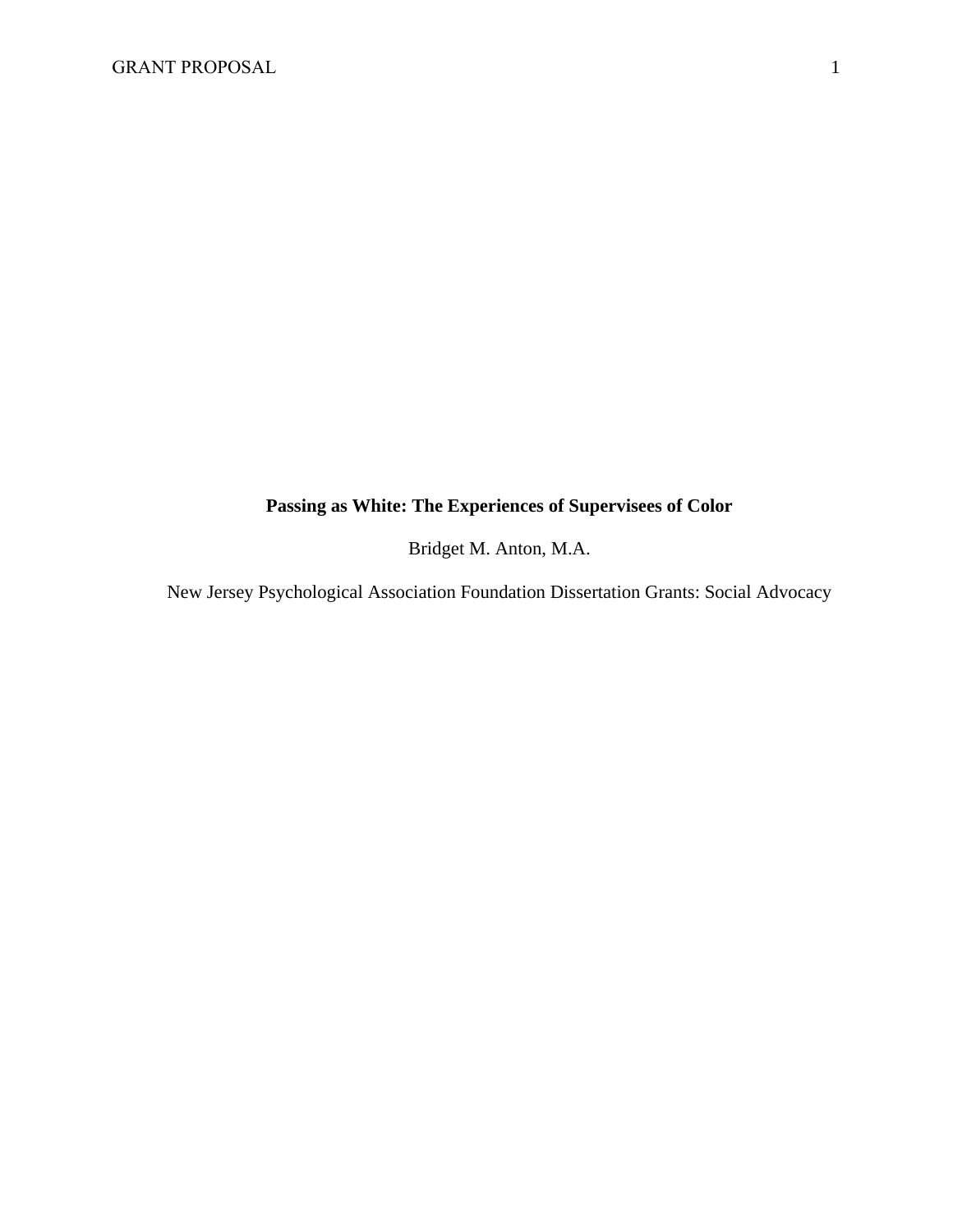**Passing as White: The Experiences of Supervisees of Color**

Bridget M. Anton, M.A.

New Jersey Psychological Association Foundation Dissertation Grants: Social Advocacy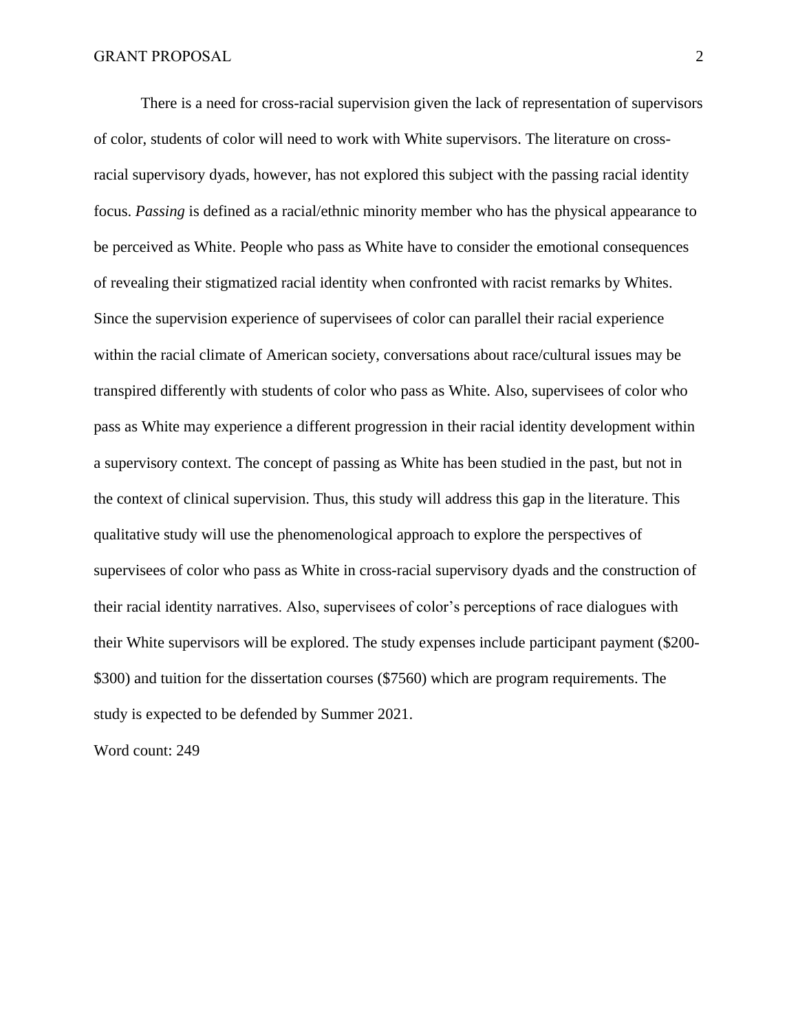There is a need for cross-racial supervision given the lack of representation of supervisors of color, students of color will need to work with White supervisors. The literature on cross-racial supervisory dyads, however, has not explored this subject with the passing racial identity focus. *Passing* is defined as a racial/ethnic minority member who has the physical appearance to be perceived as White. People who pass as White have to consider the emotional consequences of revealing their stigmatized racial identity when confronted with racist remarks by Whites. Since the supervision experience of supervisees of color can parallel their racial experience within the racial climate of American society, conversations about race/cultural issues may be transpired differently with students of color who pass as White. Also, supervisees of color who pass as White may experience a different progression in their racial identity development within a supervisory context. The concept of passing as White has been studied in the past, but not in the context of clinical supervision. Thus, this study will address this gap in the literature. This qualitative study will use the phenomenological approach to explore the perspectives of supervisees of color who pass as White in cross-racial supervisory dyads and the construction of their racial identity narratives. Also, supervisees of color's perceptions of race dialogues with their White supervisors will be explored. The study expenses include participant payment ($200-$300) and tuition for the dissertation courses ($7560) which are program requirements. The study is expected to be defended by Summer 2021.

Word count: 249